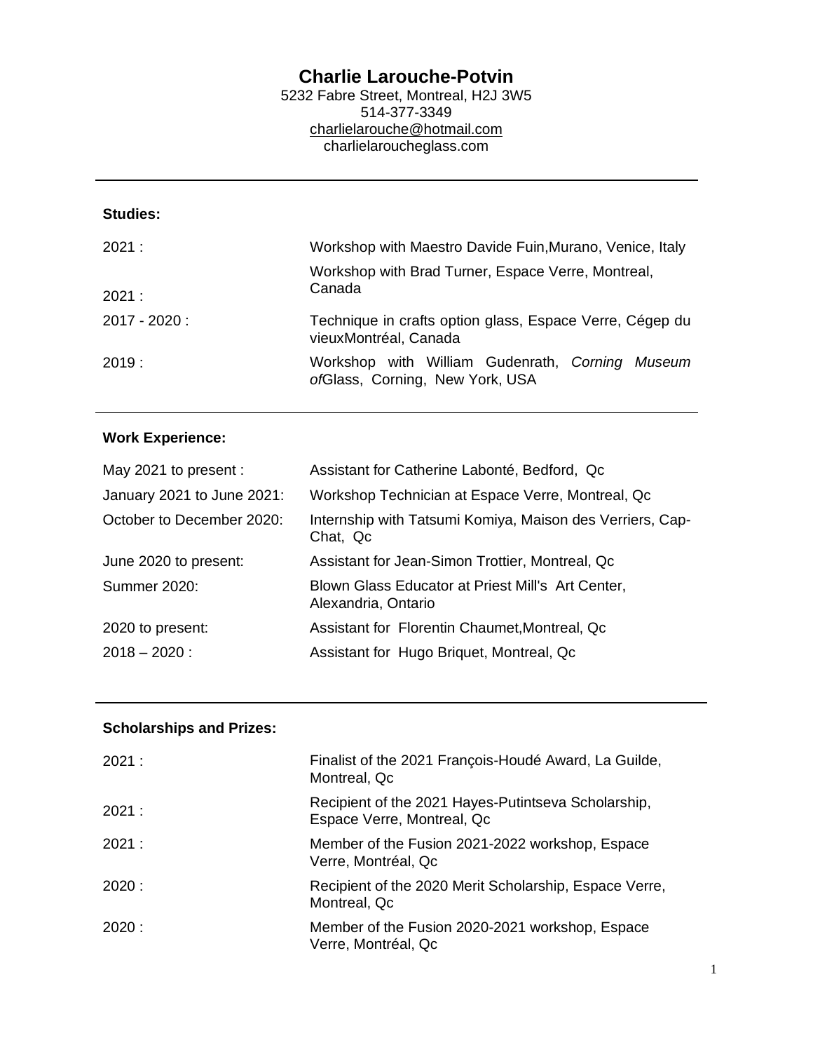# Charlie Larouche-Potvin

5232 Fabre Street, Montreal, H2J 3W5
514-377-3349
charlielarouche@hotmail.com
charlielaroucheglass.com

---

## Studies:

| | |
|---|---|
| 2021 : | Workshop with Maestro Davide Fuin,Murano, Venice, Italy |
| 2021 : | Workshop with Brad Turner, Espace Verre, Montreal, Canada |
| 2017 - 2020 : | Technique in crafts option glass, Espace Verre, Cégep du vieuxMontréal, Canada |
| 2019 : | Workshop with William Gudenrath, *Corning Museum of*Glass, Corning, New York, USA |

---

## Work Experience:

| | |
|---|---|
| May 2021 to present : | Assistant for Catherine Labonté, Bedford, Qc |
| January 2021 to June 2021: | Workshop Technician at Espace Verre, Montreal, Qc |
| October to December 2020: | Internship with Tatsumi Komiya, Maison des Verriers, Cap-Chat, Qc |
| June 2020 to present: | Assistant for Jean-Simon Trottier, Montreal, Qc |
| Summer 2020: | Blown Glass Educator at Priest Mill's Art Center, Alexandria, Ontario |
| 2020 to present: | Assistant for Florentin Chaumet,Montreal, Qc |
| 2018 – 2020 : | Assistant for Hugo Briquet, Montreal, Qc |

---

## Scholarships and Prizes:

| | |
|---|---|
| 2021 : | Finalist of the 2021 François-Houdé Award, La Guilde, Montreal, Qc |
| 2021 : | Recipient of the 2021 Hayes-Putintseva Scholarship, Espace Verre, Montreal, Qc |
| 2021 : | Member of the Fusion 2021-2022 workshop, Espace Verre, Montréal, Qc |
| 2020 : | Recipient of the 2020 Merit Scholarship, Espace Verre, Montreal, Qc |
| 2020 : | Member of the Fusion 2020-2021 workshop, Espace Verre, Montréal, Qc |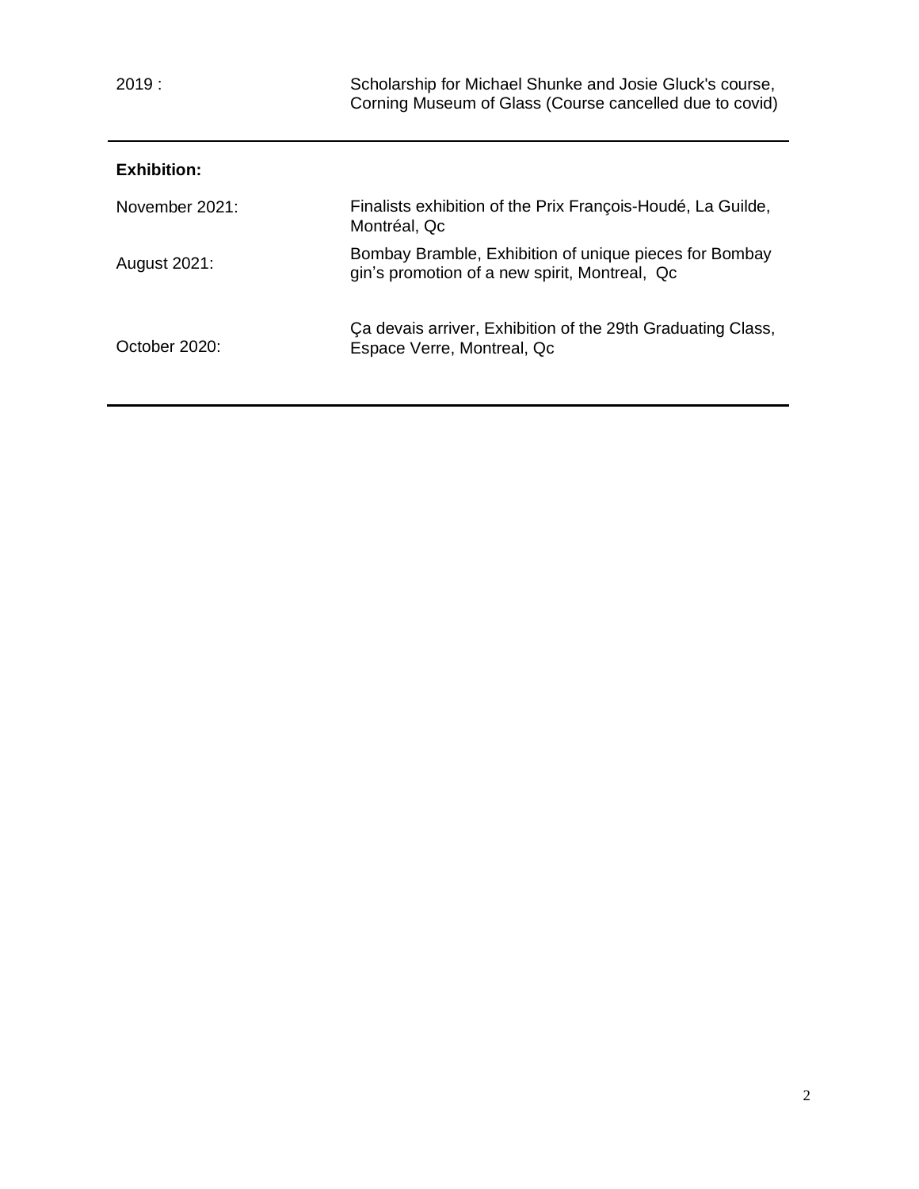| | |
|---|---|
| 2019 : | Scholarship for Michael Shunke and Josie Gluck's course, Corning Museum of Glass (Course cancelled due to covid) |

---

**Exhibition:**

| | |
|---|---|
| November 2021: | Finalists exhibition of the Prix François-Houdé, La Guilde, Montréal, Qc |
| August 2021: | Bombay Bramble, Exhibition of unique pieces for Bombay gin's promotion of a new spirit, Montreal, Qc |
| October 2020: | Ça devais arriver, Exhibition of the 29th Graduating Class, Espace Verre, Montreal, Qc |

---